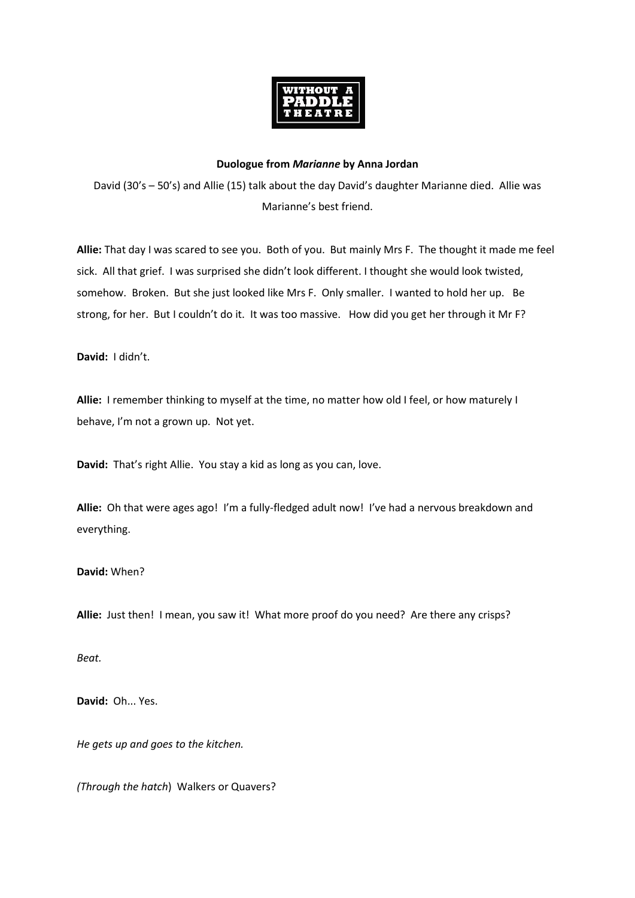**Duologue from *Marianne* by Anna Jordan**

David (30's – 50's) and Allie (15) talk about the day David's daughter Marianne died. Allie was Marianne's best friend.

**Allie:** That day I was scared to see you. Both of you. But mainly Mrs F. The thought it made me feel sick. All that grief. I was surprised she didn't look different. I thought she would look twisted, somehow. Broken. But she just looked like Mrs F. Only smaller. I wanted to hold her up. Be strong, for her. But I couldn't do it. It was too massive. How did you get her through it Mr F?

**David:** I didn't.

**Allie:** I remember thinking to myself at the time, no matter how old I feel, or how maturely I behave, I'm not a grown up. Not yet.

**David:** That's right Allie. You stay a kid as long as you can, love.

**Allie:** Oh that were ages ago! I'm a fully-fledged adult now! I've had a nervous breakdown and everything.

**David:** When?

**Allie:** Just then! I mean, you saw it! What more proof do you need? Are there any crisps?

*Beat.*

**David:** Oh... Yes.

*He gets up and goes to the kitchen.*

*(Through the hatch*) Walkers or Quavers?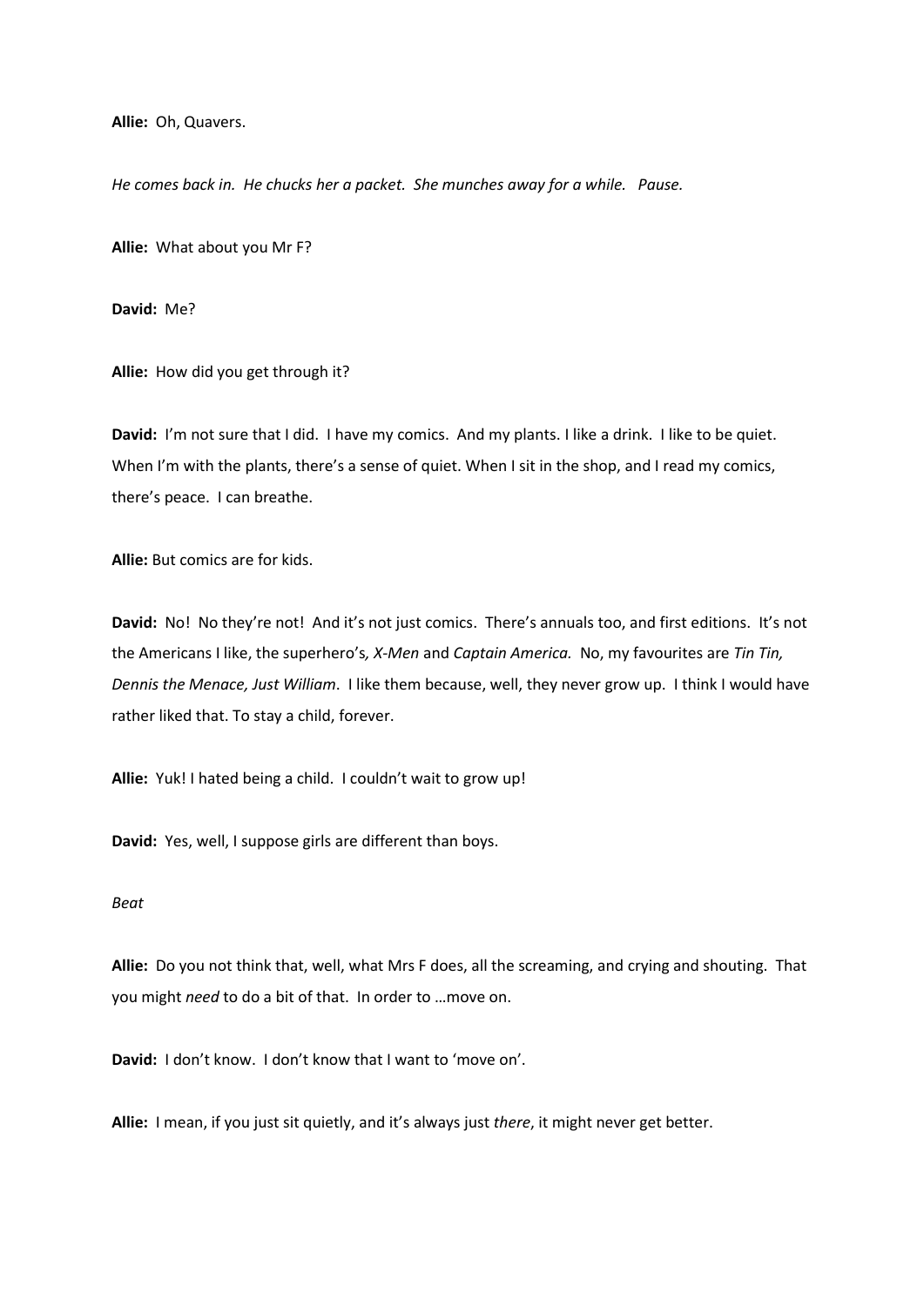**Allie:** Oh, Quavers.

*He comes back in. He chucks her a packet. She munches away for a while. Pause.*

**Allie:** What about you Mr F?

**David:** Me?

**Allie:** How did you get through it?

**David:** I'm not sure that I did. I have my comics. And my plants. I like a drink. I like to be quiet. When I'm with the plants, there's a sense of quiet. When I sit in the shop, and I read my comics, there's peace. I can breathe.

**Allie:** But comics are for kids.

**David:** No! No they're not! And it's not just comics. There's annuals too, and first editions. It's not the Americans I like, the superhero's*, X-Men* and *Captain America.* No, my favourites are *Tin Tin, Dennis the Menace, Just William*. I like them because, well, they never grow up. I think I would have rather liked that. To stay a child, forever.

**Allie:** Yuk! I hated being a child. I couldn't wait to grow up!

**David:** Yes, well, I suppose girls are different than boys.

*Beat*

**Allie:** Do you not think that, well, what Mrs F does, all the screaming, and crying and shouting. That you might *need* to do a bit of that. In order to …move on.

**David:** I don't know. I don't know that I want to 'move on'.

**Allie:** I mean, if you just sit quietly, and it's always just *there*, it might never get better.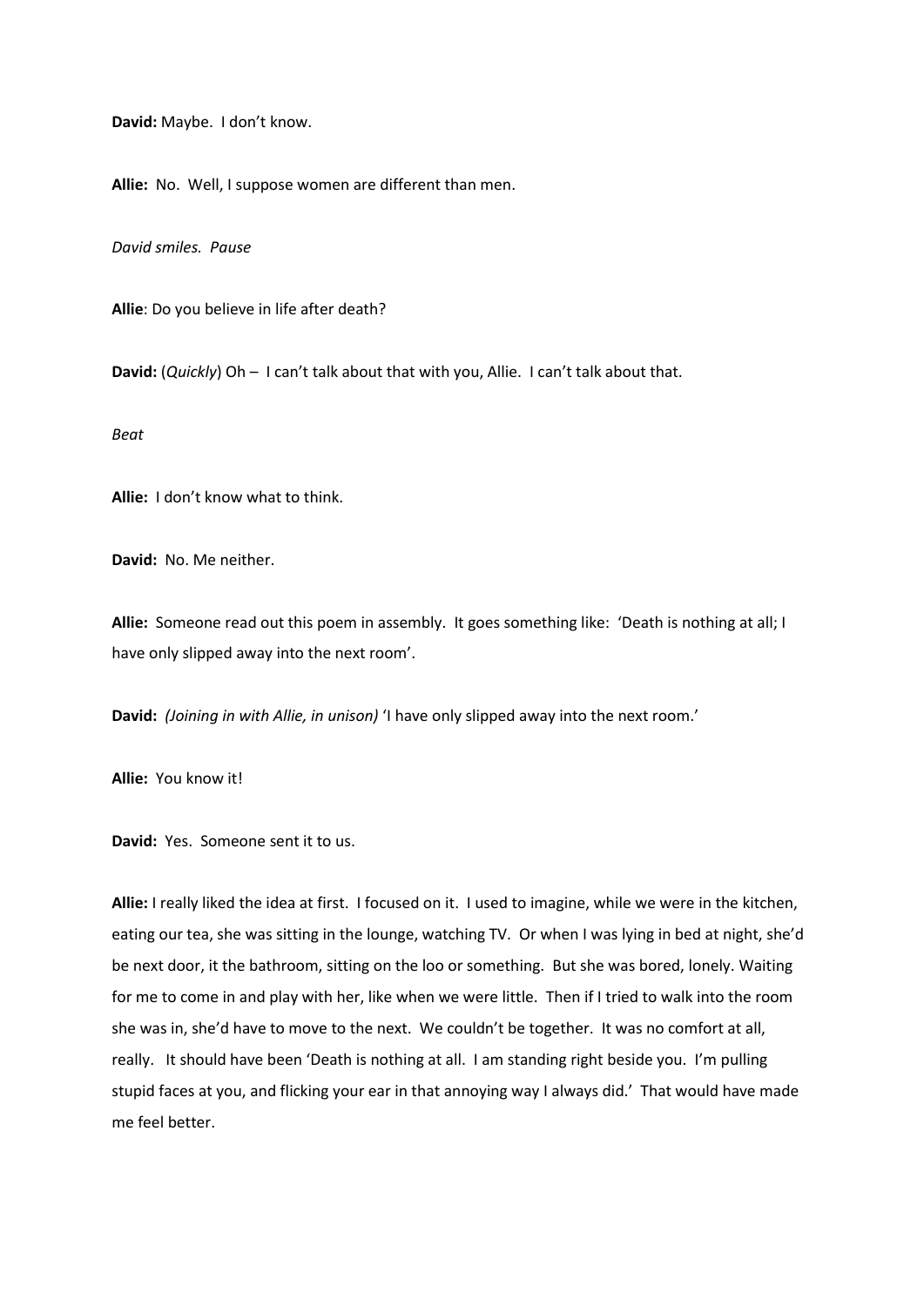**David:** Maybe. I don't know.

**Allie:** No. Well, I suppose women are different than men.

*David smiles. Pause*

**Allie**: Do you believe in life after death?

**David:** (*Quickly*) Oh – I can't talk about that with you, Allie. I can't talk about that.

*Beat*

**Allie:** I don't know what to think.

**David:** No. Me neither.

**Allie:** Someone read out this poem in assembly. It goes something like: 'Death is nothing at all; I have only slipped away into the next room'.

**David:** *(Joining in with Allie, in unison)* 'I have only slipped away into the next room.'

**Allie:** You know it!

**David:** Yes. Someone sent it to us.

**Allie:** I really liked the idea at first. I focused on it. I used to imagine, while we were in the kitchen, eating our tea, she was sitting in the lounge, watching TV. Or when I was lying in bed at night, she'd be next door, it the bathroom, sitting on the loo or something. But she was bored, lonely. Waiting for me to come in and play with her, like when we were little. Then if I tried to walk into the room she was in, she'd have to move to the next. We couldn't be together. It was no comfort at all, really. It should have been 'Death is nothing at all. I am standing right beside you. I'm pulling stupid faces at you, and flicking your ear in that annoying way I always did.' That would have made me feel better.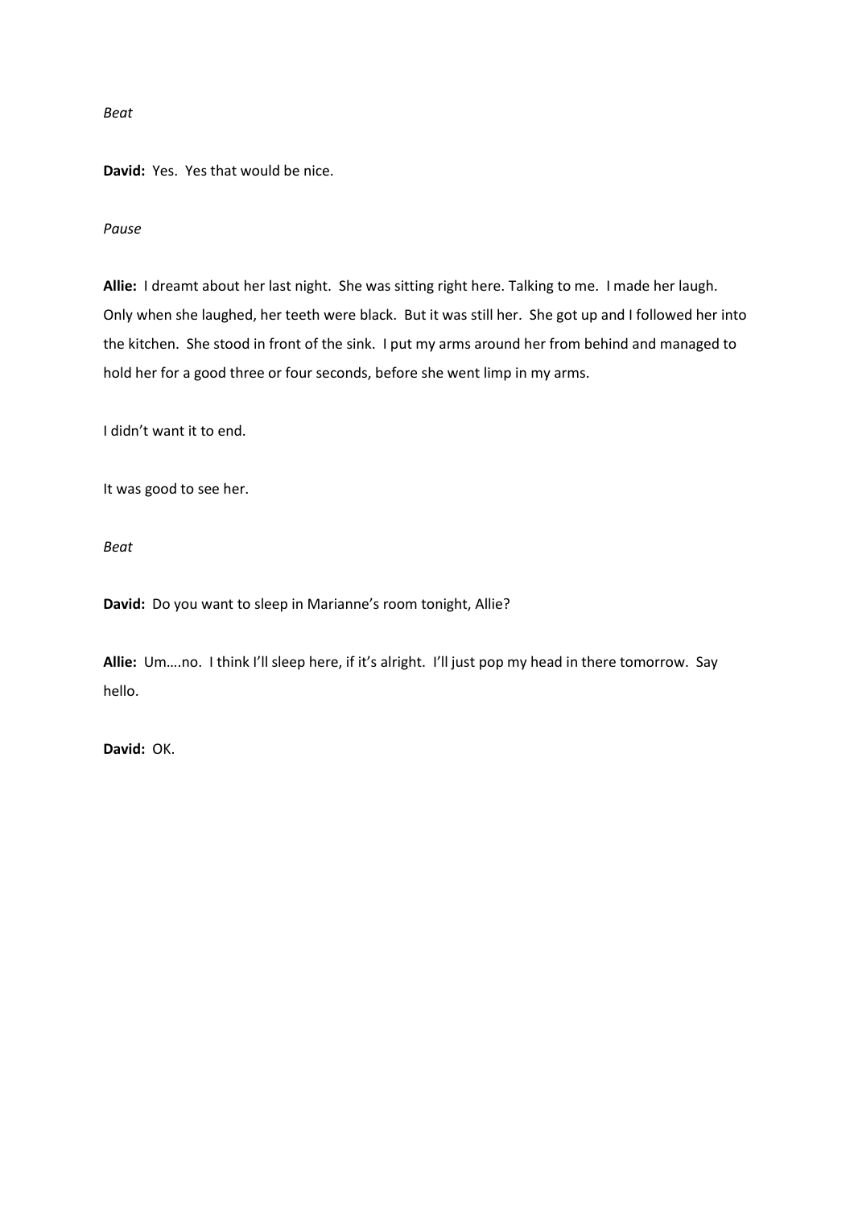*Beat*

**David:** Yes. Yes that would be nice.

*Pause*

**Allie:** I dreamt about her last night. She was sitting right here. Talking to me. I made her laugh. Only when she laughed, her teeth were black. But it was still her. She got up and I followed her into the kitchen. She stood in front of the sink. I put my arms around her from behind and managed to hold her for a good three or four seconds, before she went limp in my arms.

I didn't want it to end.

It was good to see her.

*Beat*

**David:** Do you want to sleep in Marianne's room tonight, Allie?

**Allie:** Um….no. I think I'll sleep here, if it's alright. I'll just pop my head in there tomorrow. Say hello.

**David:** OK.